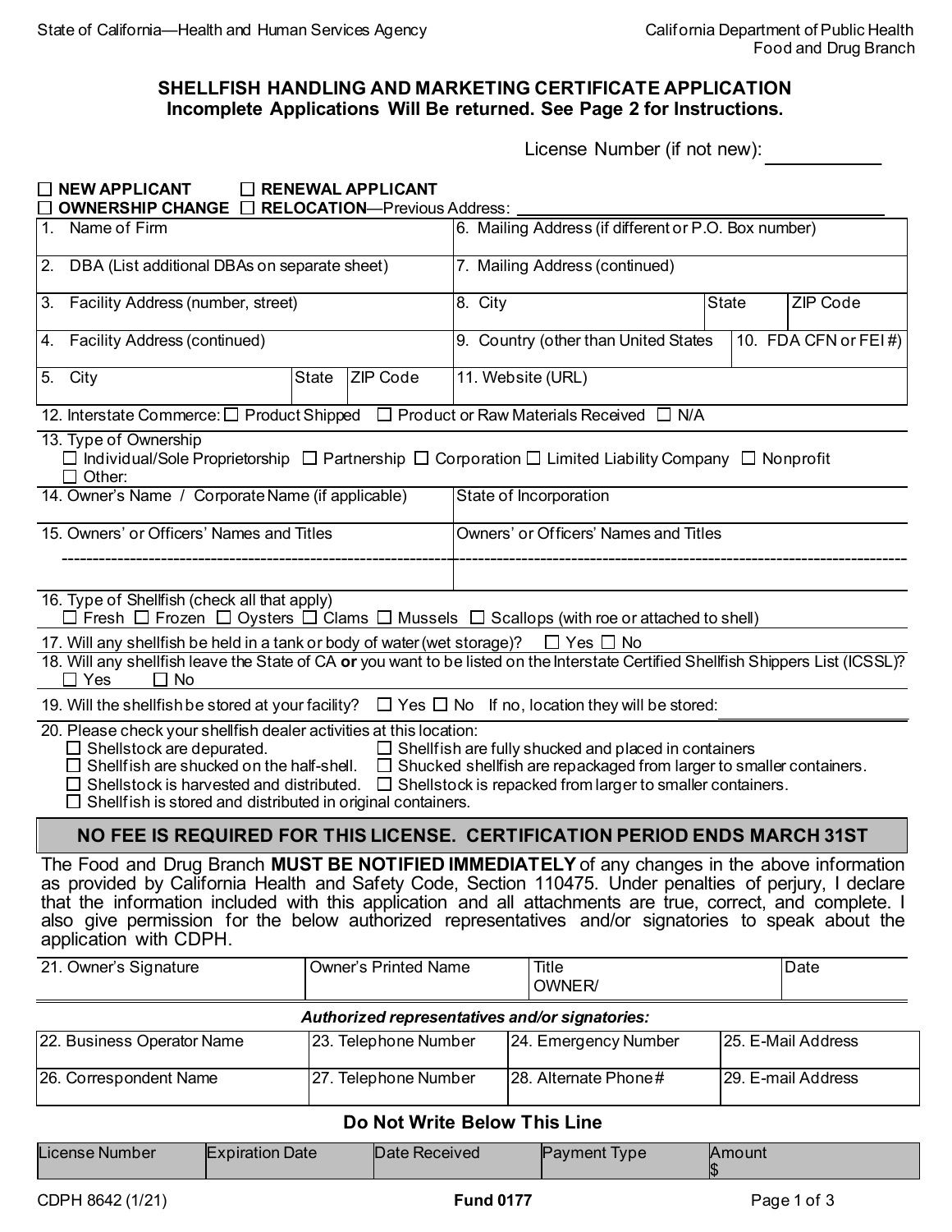State of California—Health and Human Services Agency

California Department of Public Health
Food and Drug Branch

## SHELLFISH HANDLING AND MARKETING CERTIFICATE APPLICATION
**Incomplete Applications Will Be returned. See Page 2 for Instructions.**

License Number (if not new): ___________

☐ **NEW APPLICANT** ☐ **RENEWAL APPLICANT**
☐ **OWNERSHIP CHANGE** ☐ **RELOCATION**—Previous Address: ___________

| | |
|---|---|
| 1. Name of Firm | 6. Mailing Address (if different or P.O. Box number) |
| 2. DBA (List additional DBAs on separate sheet) | 7. Mailing Address (continued) |
| 3. Facility Address (number, street) | 8. City / State / ZIP Code |
| 4. Facility Address (continued) | 9. Country (other than United States / 10. FDA CFN or FEI # |
| 5. City / State / ZIP Code | 11. Website (URL) |

12. Interstate Commerce: ☐ Product Shipped ☐ Product or Raw Materials Received ☐ N/A

13. Type of Ownership
☐ Individual/Sole Proprietorship ☐ Partnership ☐ Corporation ☐ Limited Liability Company ☐ Nonprofit
☐ Other:

| | |
|---|---|
| 14. Owner's Name / Corporate Name (if applicable) | State of Incorporation |
| 15. Owners' or Officers' Names and Titles | Owners' or Officers' Names and Titles |

16. Type of Shellfish (check all that apply)
☐ Fresh ☐ Frozen ☐ Oysters ☐ Clams ☐ Mussels ☐ Scallops (with roe or attached to shell)

17. Will any shellfish be held in a tank or body of water (wet storage)? ☐ Yes ☐ No

18. Will any shellfish leave the State of CA **or** you want to be listed on the Interstate Certified Shellfish Shippers List (ICSSL)?
☐ Yes ☐ No

19. Will the shellfish be stored at your facility? ☐ Yes ☐ No If no, location they will be stored: ___________

20. Please check your shellfish dealer activities at this location:
☐ Shellstock are depurated. ☐ Shellfish are fully shucked and placed in containers
☐ Shellfish are shucked on the half-shell. ☐ Shucked shellfish are repackaged from larger to smaller containers.
☐ Shellstock is harvested and distributed. ☐ Shellstock is repacked from larger to smaller containers.
☐ Shellfish is stored and distributed in original containers.

**NO FEE IS REQUIRED FOR THIS LICENSE. CERTIFICATION PERIOD ENDS MARCH 31ST**

The Food and Drug Branch **MUST BE NOTIFIED IMMEDIATELY** of any changes in the above information as provided by California Health and Safety Code, Section 110475. Under penalties of perjury, I declare that the information included with this application and all attachments are true, correct, and complete. I also give permission for the below authorized representatives and/or signatories to speak about the application with CDPH.

| 21. Owner's Signature | Owner's Printed Name | Title OWNER/ | Date |
|---|---|---|---|
| | | | |

*Authorized representatives and/or signatories:*

| 22. Business Operator Name | 23. Telephone Number | 24. Emergency Number | 25. E-Mail Address |
|---|---|---|---|
| **26. Correspondent Name** | **27. Telephone Number** | **28. Alternate Phone #** | **29. E-mail Address** |

### Do Not Write Below This Line

| License Number | Expiration Date | Date Received | Payment Type | Amount $ |
|---|---|---|---|---|
| | | | | |

CDPH 8642 (1/21) Fund 0177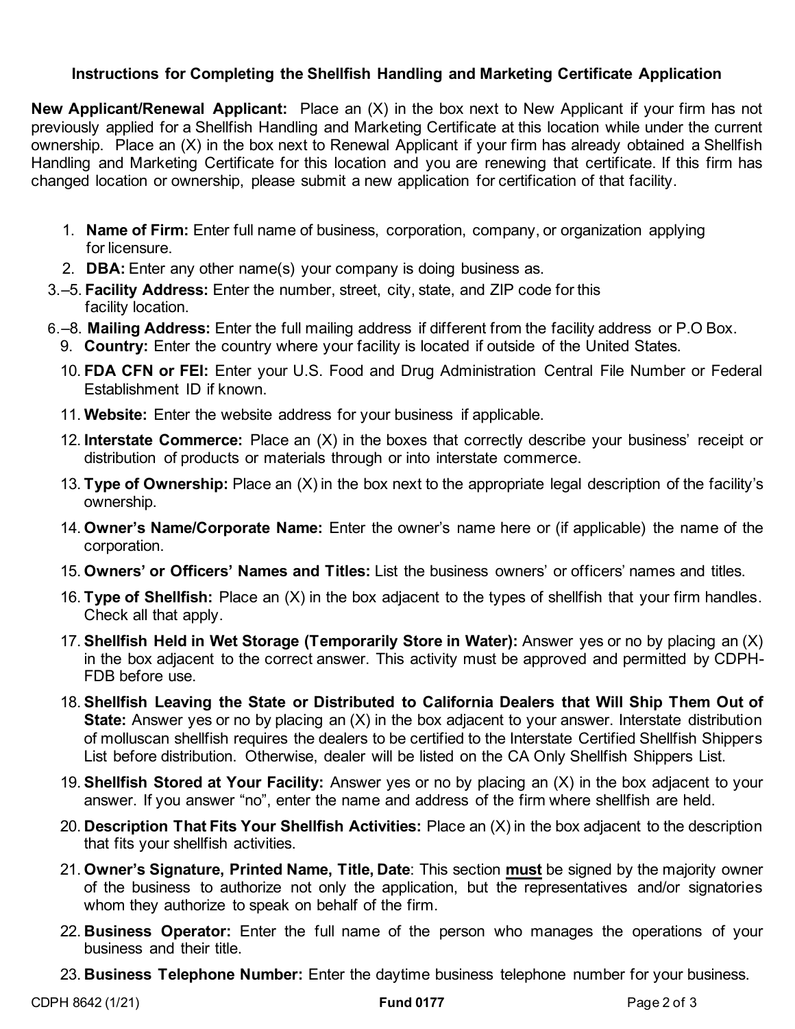### Instructions for Completing the Shellfish Handling and Marketing Certificate Application

**New Applicant/Renewal Applicant:** Place an (X) in the box next to New Applicant if your firm has not previously applied for a Shellfish Handling and Marketing Certificate at this location while under the current ownership. Place an (X) in the box next to Renewal Applicant if your firm has already obtained a Shellfish Handling and Marketing Certificate for this location and you are renewing that certificate. If this firm has changed location or ownership, please submit a new application for certification of that facility.

1. **Name of Firm:** Enter full name of business, corporation, company, or organization applying for licensure.
2. **DBA:** Enter any other name(s) your company is doing business as.

3.–5. **Facility Address:** Enter the number, street, city, state, and ZIP code for this facility location.

6.–8. **Mailing Address:** Enter the full mailing address if different from the facility address or P.O Box.

9. **Country:** Enter the country where your facility is located if outside of the United States.
10. **FDA CFN or FEI:** Enter your U.S. Food and Drug Administration Central File Number or Federal Establishment ID if known.
11. **Website:** Enter the website address for your business if applicable.
12. **Interstate Commerce:** Place an (X) in the boxes that correctly describe your business' receipt or distribution of products or materials through or into interstate commerce.
13. **Type of Ownership:** Place an (X) in the box next to the appropriate legal description of the facility's ownership.
14. **Owner's Name/Corporate Name:** Enter the owner's name here or (if applicable) the name of the corporation.
15. **Owners' or Officers' Names and Titles:** List the business owners' or officers' names and titles.
16. **Type of Shellfish:** Place an (X) in the box adjacent to the types of shellfish that your firm handles. Check all that apply.
17. **Shellfish Held in Wet Storage (Temporarily Store in Water):** Answer yes or no by placing an (X) in the box adjacent to the correct answer. This activity must be approved and permitted by CDPH-FDB before use.
18. **Shellfish Leaving the State or Distributed to California Dealers that Will Ship Them Out of State:** Answer yes or no by placing an (X) in the box adjacent to your answer. Interstate distribution of molluscan shellfish requires the dealers to be certified to the Interstate Certified Shellfish Shippers List before distribution. Otherwise, dealer will be listed on the CA Only Shellfish Shippers List.
19. **Shellfish Stored at Your Facility:** Answer yes or no by placing an (X) in the box adjacent to your answer. If you answer "no", enter the name and address of the firm where shellfish are held.
20. **Description That Fits Your Shellfish Activities:** Place an (X) in the box adjacent to the description that fits your shellfish activities.
21. **Owner's Signature, Printed Name, Title, Date**: This section **<u>must</u>** be signed by the majority owner of the business to authorize not only the application, but the representatives and/or signatories whom they authorize to speak on behalf of the firm.
22. **Business Operator:** Enter the full name of the person who manages the operations of your business and their title.
23. **Business Telephone Number:** Enter the daytime business telephone number for your business.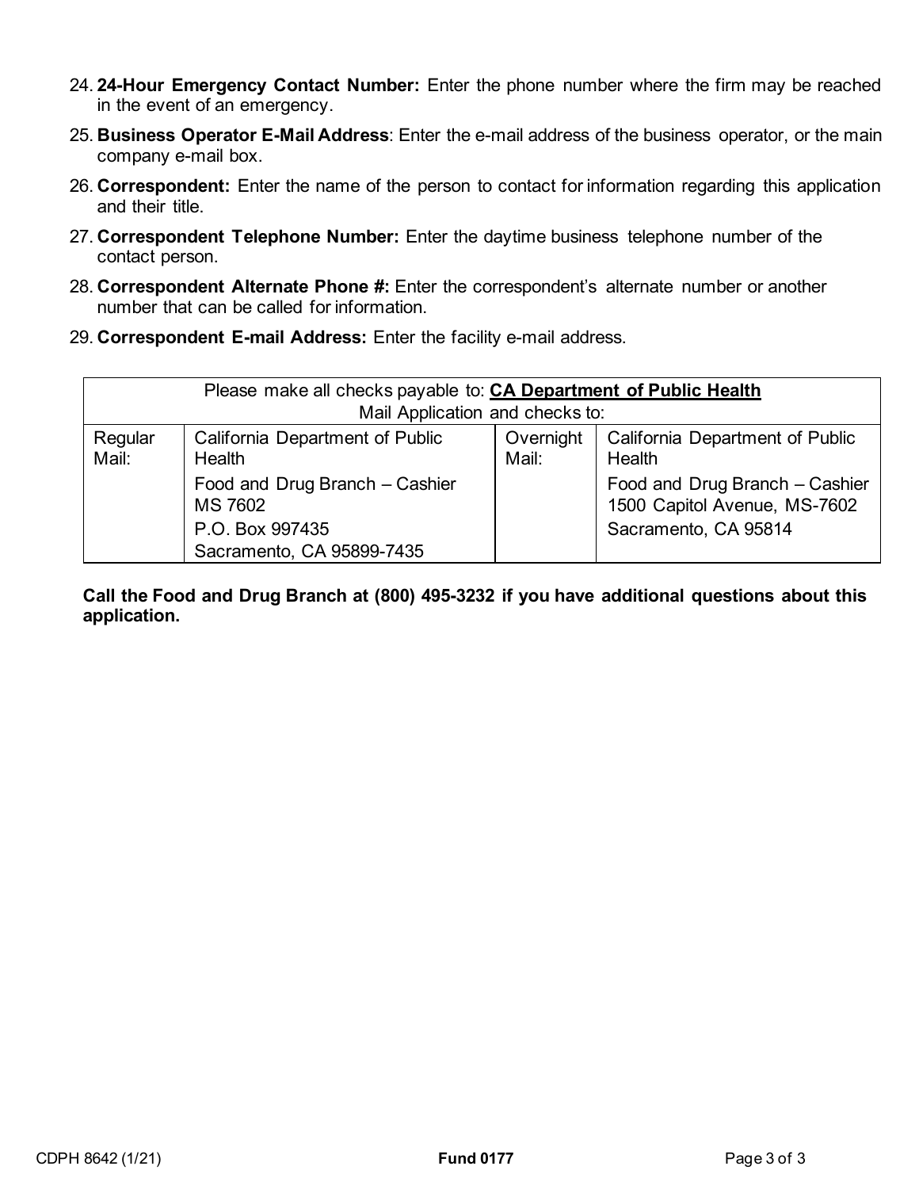24. **24-Hour Emergency Contact Number:** Enter the phone number where the firm may be reached in the event of an emergency.
25. **Business Operator E-Mail Address**: Enter the e-mail address of the business operator, or the main company e-mail box.
26. **Correspondent:** Enter the name of the person to contact for information regarding this application and their title.
27. **Correspondent Telephone Number:** Enter the daytime business telephone number of the contact person.
28. **Correspondent Alternate Phone #:** Enter the correspondent's alternate number or another number that can be called for information.
29. **Correspondent E-mail Address:** Enter the facility e-mail address.

| Please make all checks payable to: **CA Department of Public Health**<br>Mail Application and checks to: | | | |
|---|---|---|---|
| Regular Mail: | California Department of Public Health<br>Food and Drug Branch – Cashier MS 7602<br>P.O. Box 997435<br>Sacramento, CA 95899-7435 | Overnight Mail: | California Department of Public Health<br>Food and Drug Branch – Cashier<br>1500 Capitol Avenue, MS-7602<br>Sacramento, CA 95814 |

**Call the Food and Drug Branch at (800) 495-3232 if you have additional questions about this application.**

CDPH 8642 (1/21) **Fund 0177**